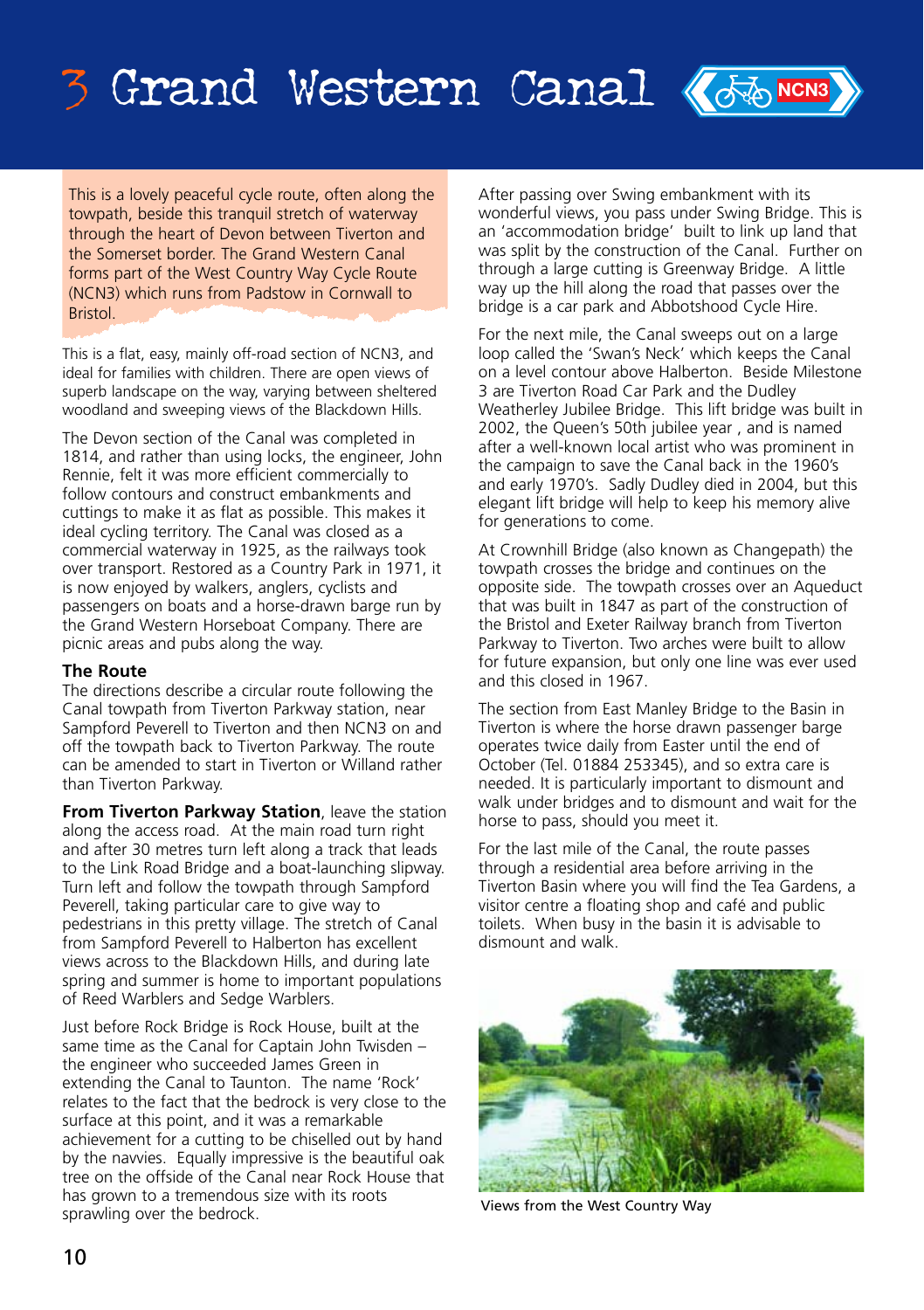# 3 Grand Western Canal

NCN3

This is a lovely peaceful cycle route, often along the towpath, beside this tranquil stretch of waterway through the heart of Devon between Tiverton and the Somerset border. The Grand Western Canal forms part of the West Country Way Cycle Route (NCN3) which runs from Padstow in Cornwall to Bristol.

This is a flat, easy, mainly off-road section of NCN3, and ideal for families with children. There are open views of superb landscape on the way, varying between sheltered woodland and sweeping views of the Blackdown Hills.

The Devon section of the Canal was completed in 1814, and rather than using locks, the engineer, John Rennie, felt it was more efficient commercially to follow contours and construct embankments and cuttings to make it as flat as possible. This makes it ideal cycling territory. The Canal was closed as a commercial waterway in 1925, as the railways took over transport. Restored as a Country Park in 1971, it is now enjoyed by walkers, anglers, cyclists and passengers on boats and a horse-drawn barge run by the Grand Western Horseboat Company. There are picnic areas and pubs along the way.

### The Route

The directions describe a circular route following the Canal towpath from Tiverton Parkway station, near Sampford Peverell to Tiverton and then NCN3 on and off the towpath back to Tiverton Parkway. The route can be amended to start in Tiverton or Willand rather than Tiverton Parkway.

**From Tiverton Parkway Station**, leave the station along the access road. At the main road turn right and after 30 metres turn left along a track that leads to the Link Road Bridge and a boat-launching slipway. Turn left and follow the towpath through Sampford Peverell, taking particular care to give way to pedestrians in this pretty village. The stretch of Canal from Sampford Peverell to Halberton has excellent views across to the Blackdown Hills, and during late spring and summer is home to important populations of Reed Warblers and Sedge Warblers.

Just before Rock Bridge is Rock House, built at the same time as the Canal for Captain John Twisden – the engineer who succeeded James Green in extending the Canal to Taunton. The name 'Rock' relates to the fact that the bedrock is very close to the surface at this point, and it was a remarkable achievement for a cutting to be chiselled out by hand by the navvies. Equally impressive is the beautiful oak tree on the offside of the Canal near Rock House that has grown to a tremendous size with its roots sprawling over the bedrock.

After passing over Swing embankment with its wonderful views, you pass under Swing Bridge. This is an 'accommodation bridge' built to link up land that was split by the construction of the Canal. Further on through a large cutting is Greenway Bridge. A little way up the hill along the road that passes over the bridge is a car park and Abbotshood Cycle Hire.

For the next mile, the Canal sweeps out on a large loop called the 'Swan's Neck' which keeps the Canal on a level contour above Halberton. Beside Milestone 3 are Tiverton Road Car Park and the Dudley Weatherley Jubilee Bridge. This lift bridge was built in 2002, the Queen's 50th jubilee year , and is named after a well-known local artist who was prominent in the campaign to save the Canal back in the 1960's and early 1970's. Sadly Dudley died in 2004, but this elegant lift bridge will help to keep his memory alive for generations to come.

At Crownhill Bridge (also known as Changepath) the towpath crosses the bridge and continues on the opposite side. The towpath crosses over an Aqueduct that was built in 1847 as part of the construction of the Bristol and Exeter Railway branch from Tiverton Parkway to Tiverton. Two arches were built to allow for future expansion, but only one line was ever used and this closed in 1967.

The section from East Manley Bridge to the Basin in Tiverton is where the horse drawn passenger barge operates twice daily from Easter until the end of October (Tel. 01884 253345), and so extra care is needed. It is particularly important to dismount and walk under bridges and to dismount and wait for the horse to pass, should you meet it.

For the last mile of the Canal, the route passes through a residential area before arriving in the Tiverton Basin where you will find the Tea Gardens, a visitor centre a floating shop and café and public toilets. When busy in the basin it is advisable to dismount and walk.

Views from the West Country Way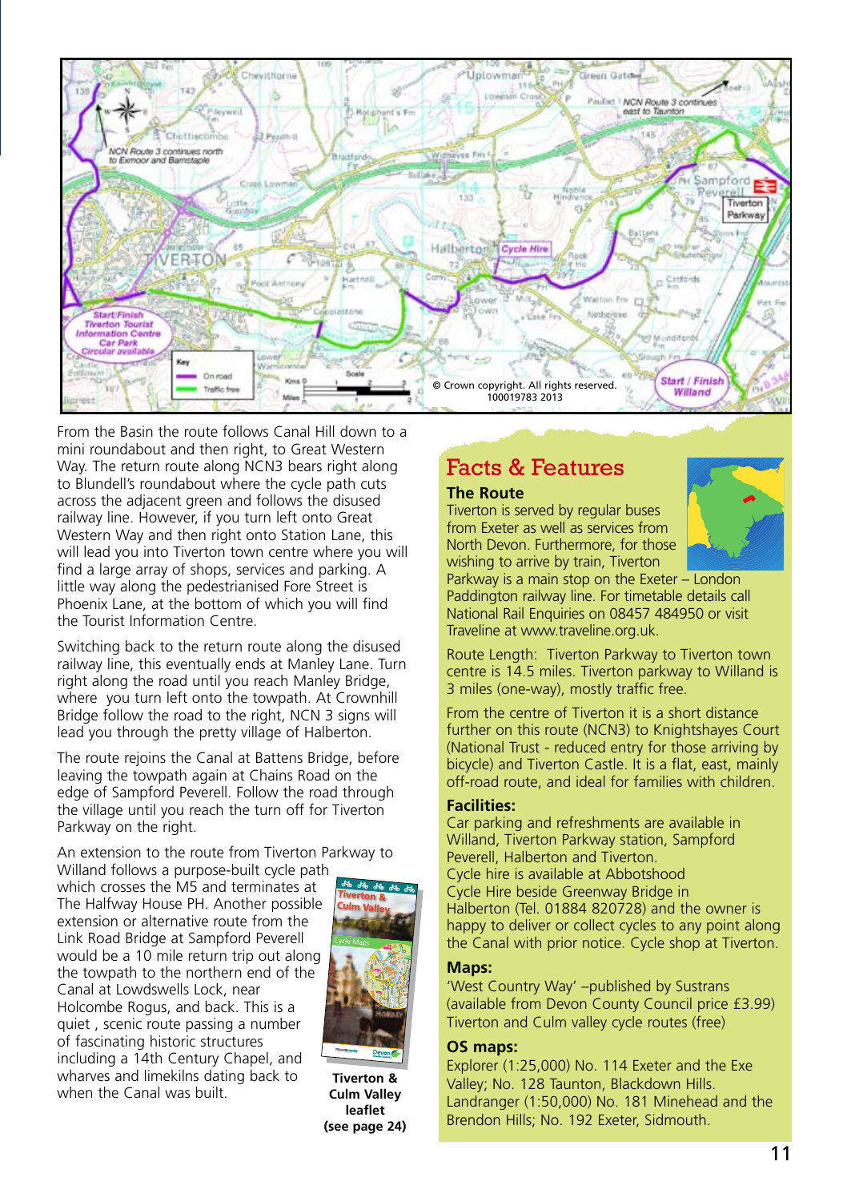From the Basin the route follows Canal Hill down to a mini roundabout and then right, to Great Western Way. The return route along NCN3 bears right along to Blundell's roundabout where the cycle path cuts across the adjacent green and follows the disused railway line. However, if you turn left onto Great Western Way and then right onto Station Lane, this will lead you into Tiverton town centre where you will find a large array of shops, services and parking. A little way along the pedestrianised Fore Street is Phoenix Lane, at the bottom of which you will find the Tourist Information Centre.

Switching back to the return route along the disused railway line, this eventually ends at Manley Lane. Turn right along the road until you reach Manley Bridge, where you turn left onto the towpath. At Crownhill Bridge follow the road to the right, NCN 3 signs will lead you through the pretty village of Halberton.

The route rejoins the Canal at Battens Bridge, before leaving the towpath again at Chains Road on the edge of Sampford Peverell. Follow the road through the village until you reach the turn off for Tiverton Parkway on the right.

An extension to the route from Tiverton Parkway to Willand follows a purpose-built cycle path which crosses the M5 and terminates at The Halfway House PH. Another possible extension or alternative route from the Link Road Bridge at Sampford Peverell would be a 10 mile return trip out along the towpath to the northern end of the Canal at Lowdswells Lock, near Holcombe Rogus, and back. This is a quiet , scenic route passing a number of fascinating historic structures including a 14th Century Chapel, and wharves and limekilns dating back to when the Canal was built.

**Tiverton & Culm Valley leaflet (see page 24)**

## Facts & Features

### The Route

Tiverton is served by regular buses from Exeter as well as services from North Devon. Furthermore, for those wishing to arrive by train, Tiverton Parkway is a main stop on the Exeter – London Paddington railway line. For timetable details call National Rail Enquiries on 08457 484950 or visit Traveline at www.traveline.org.uk.

Route Length: Tiverton Parkway to Tiverton town centre is 14.5 miles. Tiverton parkway to Willand is 3 miles (one-way), mostly traffic free.

From the centre of Tiverton it is a short distance further on this route (NCN3) to Knightshayes Court (National Trust - reduced entry for those arriving by bicycle) and Tiverton Castle. It is a flat, east, mainly off-road route, and ideal for families with children.

### Facilities:

Car parking and refreshments are available in Willand, Tiverton Parkway station, Sampford Peverell, Halberton and Tiverton.
Cycle hire is available at Abbotshood
Cycle Hire beside Greenway Bridge in Halberton (Tel. 01884 820728) and the owner is happy to deliver or collect cycles to any point along the Canal with prior notice. Cycle shop at Tiverton.

### Maps:

'West Country Way' –published by Sustrans (available from Devon County Council price £3.99)
Tiverton and Culm valley cycle routes (free)

### OS maps:

Explorer (1:25,000) No. 114 Exeter and the Exe Valley; No. 128 Taunton, Blackdown Hills.
Landranger (1:50,000) No. 181 Minehead and the Brendon Hills; No. 192 Exeter, Sidmouth.